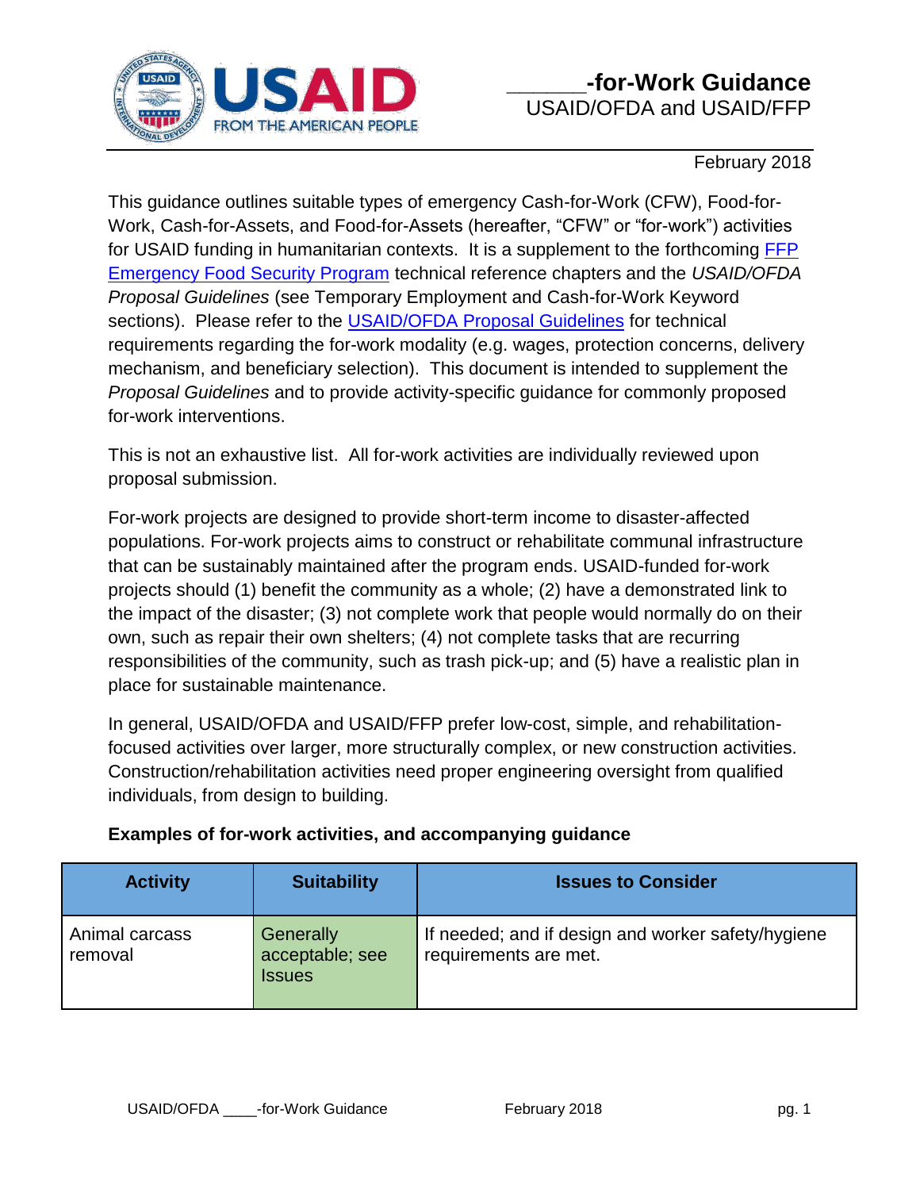# ______-for-Work Guidance

USAID/OFDA and USAID/FFP

February 2018

This guidance outlines suitable types of emergency Cash-for-Work (CFW), Food-for-Work, Cash-for-Assets, and Food-for-Assets (hereafter, "CFW" or "for-work") activities for USAID funding in humanitarian contexts. It is a supplement to the forthcoming FFP Emergency Food Security Program technical reference chapters and the *USAID/OFDA Proposal Guidelines* (see Temporary Employment and Cash-for-Work Keyword sections). Please refer to the USAID/OFDA Proposal Guidelines for technical requirements regarding the for-work modality (e.g. wages, protection concerns, delivery mechanism, and beneficiary selection). This document is intended to supplement the *Proposal Guidelines* and to provide activity-specific guidance for commonly proposed for-work interventions.

This is not an exhaustive list. All for-work activities are individually reviewed upon proposal submission.

For-work projects are designed to provide short-term income to disaster-affected populations. For-work projects aims to construct or rehabilitate communal infrastructure that can be sustainably maintained after the program ends. USAID-funded for-work projects should (1) benefit the community as a whole; (2) have a demonstrated link to the impact of the disaster; (3) not complete work that people would normally do on their own, such as repair their own shelters; (4) not complete tasks that are recurring responsibilities of the community, such as trash pick-up; and (5) have a realistic plan in place for sustainable maintenance.

In general, USAID/OFDA and USAID/FFP prefer low-cost, simple, and rehabilitation-focused activities over larger, more structurally complex, or new construction activities. Construction/rehabilitation activities need proper engineering oversight from qualified individuals, from design to building.

**Examples of for-work activities, and accompanying guidance**

| Activity | Suitability | Issues to Consider |
|---|---|---|
| Animal carcass removal | Generally acceptable; see Issues | If needed; and if design and worker safety/hygiene requirements are met. |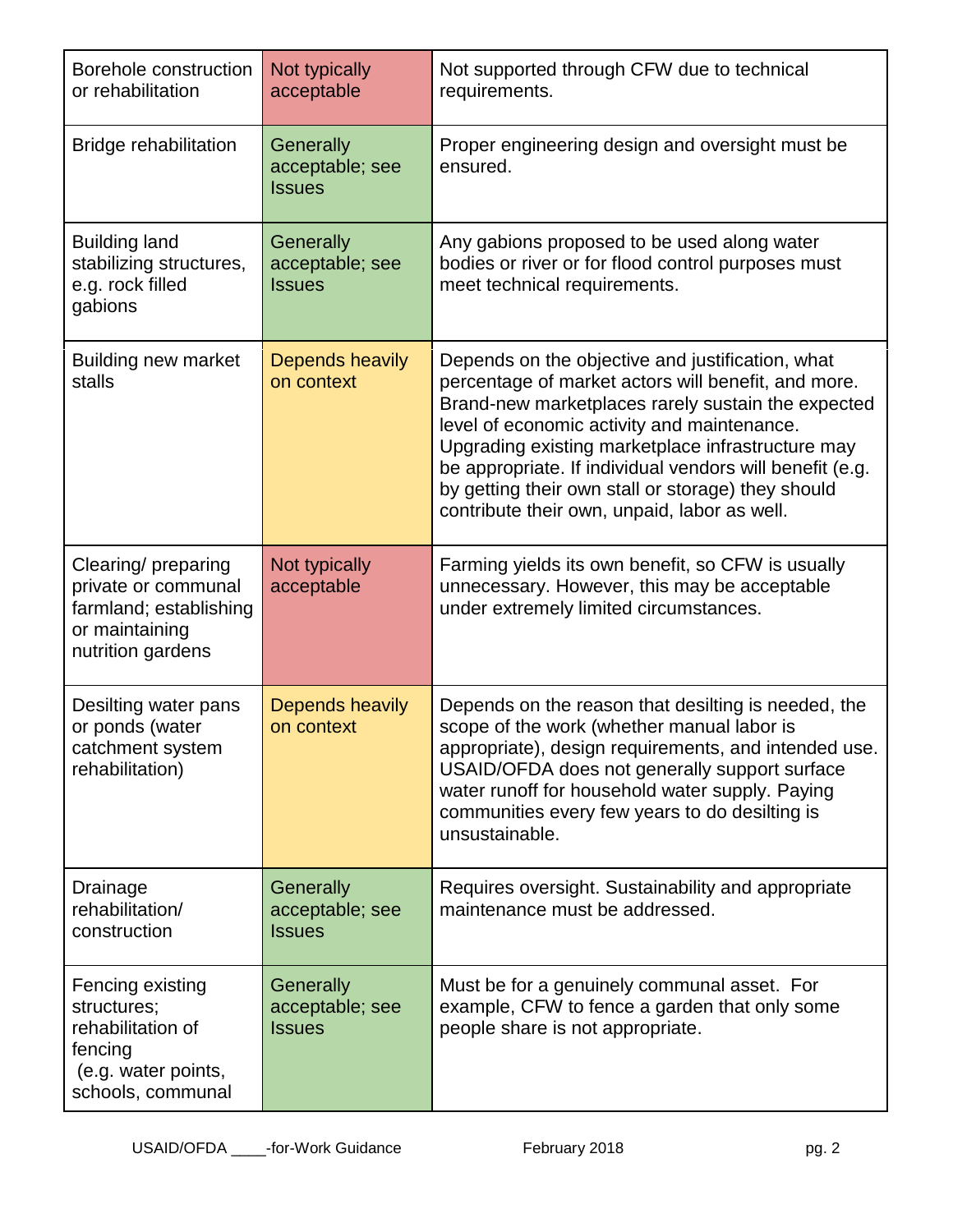| Borehole construction or rehabilitation | Not typically acceptable | Not supported through CFW due to technical requirements. |
|---|---|---|
| Bridge rehabilitation | Generally acceptable; see Issues | Proper engineering design and oversight must be ensured. |
| Building land stabilizing structures, e.g. rock filled gabions | Generally acceptable; see Issues | Any gabions proposed to be used along water bodies or river or for flood control purposes must meet technical requirements. |
| Building new market stalls | Depends heavily on context | Depends on the objective and justification, what percentage of market actors will benefit, and more. Brand-new marketplaces rarely sustain the expected level of economic activity and maintenance. Upgrading existing marketplace infrastructure may be appropriate. If individual vendors will benefit (e.g. by getting their own stall or storage) they should contribute their own, unpaid, labor as well. |
| Clearing/ preparing private or communal farmland; establishing or maintaining nutrition gardens | Not typically acceptable | Farming yields its own benefit, so CFW is usually unnecessary. However, this may be acceptable under extremely limited circumstances. |
| Desilting water pans or ponds (water catchment system rehabilitation) | Depends heavily on context | Depends on the reason that desilting is needed, the scope of the work (whether manual labor is appropriate), design requirements, and intended use. USAID/OFDA does not generally support surface water runoff for household water supply. Paying communities every few years to do desilting is unsustainable. |
| Drainage rehabilitation/ construction | Generally acceptable; see Issues | Requires oversight. Sustainability and appropriate maintenance must be addressed. |
| Fencing existing structures; rehabilitation of fencing (e.g. water points, schools, communal | Generally acceptable; see Issues | Must be for a genuinely communal asset. For example, CFW to fence a garden that only some people share is not appropriate. |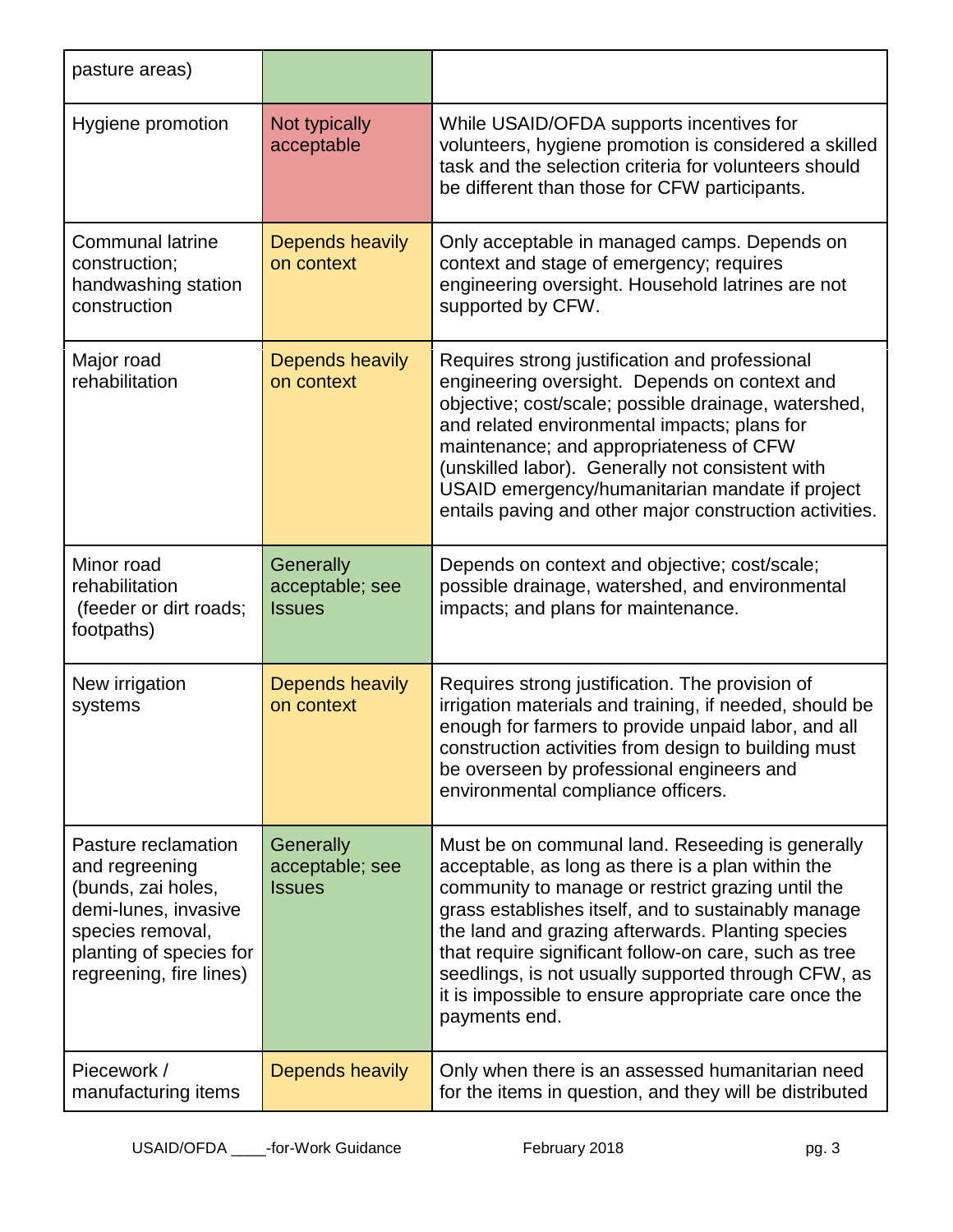| | | |
|---|---|---|
| pasture areas) | | |
| Hygiene promotion | Not typically acceptable | While USAID/OFDA supports incentives for volunteers, hygiene promotion is considered a skilled task and the selection criteria for volunteers should be different than those for CFW participants. |
| Communal latrine construction; handwashing station construction | Depends heavily on context | Only acceptable in managed camps. Depends on context and stage of emergency; requires engineering oversight. Household latrines are not supported by CFW. |
| Major road rehabilitation | Depends heavily on context | Requires strong justification and professional engineering oversight. Depends on context and objective; cost/scale; possible drainage, watershed, and related environmental impacts; plans for maintenance; and appropriateness of CFW (unskilled labor). Generally not consistent with USAID emergency/humanitarian mandate if project entails paving and other major construction activities. |
| Minor road rehabilitation (feeder or dirt roads; footpaths) | Generally acceptable; see Issues | Depends on context and objective; cost/scale; possible drainage, watershed, and environmental impacts; and plans for maintenance. |
| New irrigation systems | Depends heavily on context | Requires strong justification. The provision of irrigation materials and training, if needed, should be enough for farmers to provide unpaid labor, and all construction activities from design to building must be overseen by professional engineers and environmental compliance officers. |
| Pasture reclamation and regreening (bunds, zai holes, demi-lunes, invasive species removal, planting of species for regreening, fire lines) | Generally acceptable; see Issues | Must be on communal land. Reseeding is generally acceptable, as long as there is a plan within the community to manage or restrict grazing until the grass establishes itself, and to sustainably manage the land and grazing afterwards. Planting species that require significant follow-on care, such as tree seedlings, is not usually supported through CFW, as it is impossible to ensure appropriate care once the payments end. |
| Piecework / manufacturing items | Depends heavily | Only when there is an assessed humanitarian need for the items in question, and they will be distributed |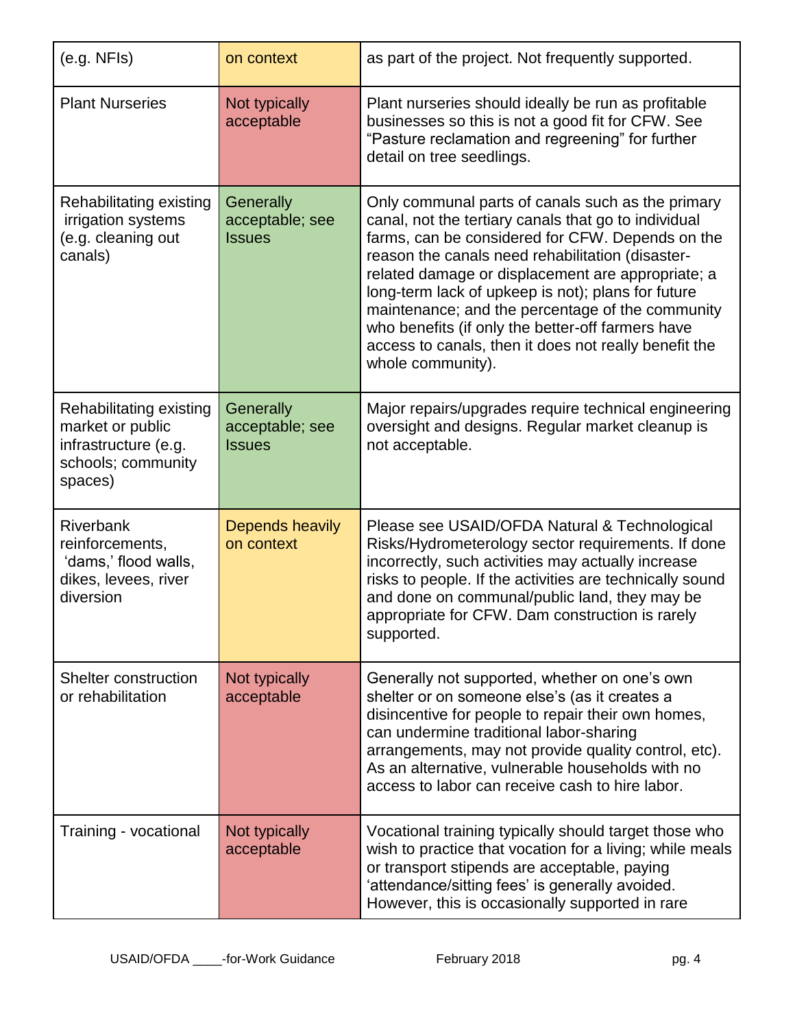| | | |
|---|---|---|
| (e.g. NFIs) | on context | as part of the project. Not frequently supported. |
| Plant Nurseries | Not typically acceptable | Plant nurseries should ideally be run as profitable businesses so this is not a good fit for CFW. See "Pasture reclamation and regreening" for further detail on tree seedlings. |
| Rehabilitating existing irrigation systems (e.g. cleaning out canals) | Generally acceptable; see Issues | Only communal parts of canals such as the primary canal, not the tertiary canals that go to individual farms, can be considered for CFW. Depends on the reason the canals need rehabilitation (disaster-related damage or displacement are appropriate; a long-term lack of upkeep is not); plans for future maintenance; and the percentage of the community who benefits (if only the better-off farmers have access to canals, then it does not really benefit the whole community). |
| Rehabilitating existing market or public infrastructure (e.g. schools; community spaces) | Generally acceptable; see Issues | Major repairs/upgrades require technical engineering oversight and designs. Regular market cleanup is not acceptable. |
| Riverbank reinforcements, 'dams,' flood walls, dikes, levees, river diversion | Depends heavily on context | Please see USAID/OFDA Natural & Technological Risks/Hydrometerology sector requirements. If done incorrectly, such activities may actually increase risks to people. If the activities are technically sound and done on communal/public land, they may be appropriate for CFW. Dam construction is rarely supported. |
| Shelter construction or rehabilitation | Not typically acceptable | Generally not supported, whether on one's own shelter or on someone else's (as it creates a disincentive for people to repair their own homes, can undermine traditional labor-sharing arrangements, may not provide quality control, etc). As an alternative, vulnerable households with no access to labor can receive cash to hire labor. |
| Training - vocational | Not typically acceptable | Vocational training typically should target those who wish to practice that vocation for a living; while meals or transport stipends are acceptable, paying 'attendance/sitting fees' is generally avoided. However, this is occasionally supported in rare |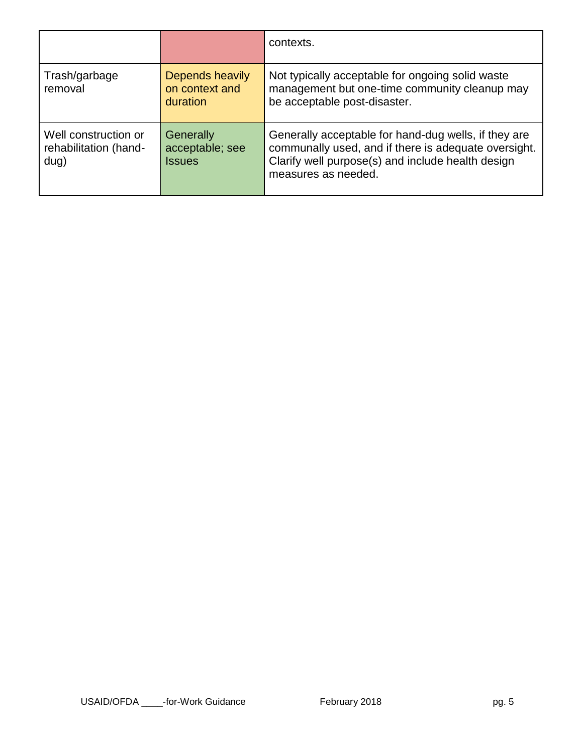| | | |
|---|---|---|
| | | contexts. |
| Trash/garbage removal | Depends heavily on context and duration | Not typically acceptable for ongoing solid waste management but one-time community cleanup may be acceptable post-disaster. |
| Well construction or rehabilitation (hand-dug) | Generally acceptable; see Issues | Generally acceptable for hand-dug wells, if they are communally used, and if there is adequate oversight. Clarify well purpose(s) and include health design measures as needed. |